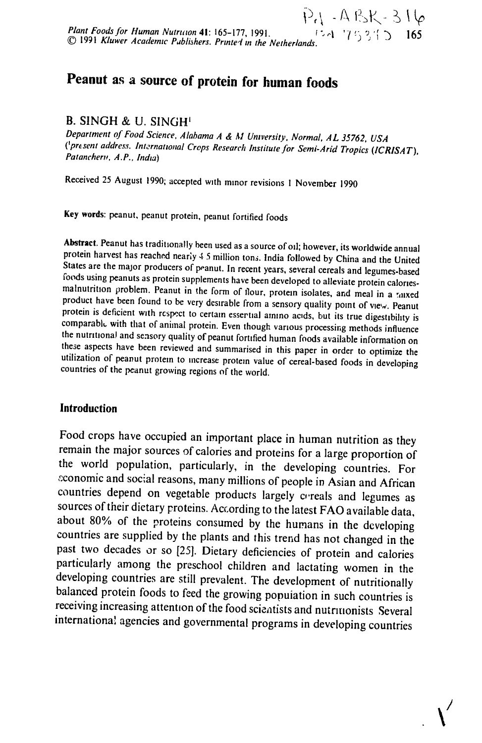# Peanut as a source of protein for human foods

B. SINGH & U. SINGH[1]

*Department of Food Science, Alabama A & M University, Normal, AL 35762, USA*
*([1]present address: International Crops Research Institute for Semi-Arid Tropics (ICRISAT), Patancheru, A.P., India)*

Received 25 August 1990; accepted with minor revisions 1 November 1990

**Key words:** peanut, peanut protein, peanut fortified foods

**Abstract.** Peanut has traditionally been used as a source of oil; however, its worldwide annual protein harvest has reached nearly 4.5 million tons. India followed by China and the United States are the major producers of peanut. In recent years, several cereals and legumes-based foods using peanuts as protein supplements have been developed to alleviate protein calories-malnutrition problem. Peanut in the form of flour, protein isolates, and meal in a mixed product have been found to be very desirable from a sensory quality point of view. Peanut protein is deficient with respect to certain essential amino acids, but its true digestibility is comparable with that of animal protein. Even though various processing methods influence the nutritional and sensory quality of peanut fortified human foods available information on these aspects have been reviewed and summarised in this paper in order to optimize the utilization of peanut protein to increase protein value of cereal-based foods in developing countries of the peanut growing regions of the world.

## Introduction

Food crops have occupied an important place in human nutrition as they remain the major sources of calories and proteins for a large proportion of the world population, particularly, in the developing countries. For economic and social reasons, many millions of people in Asian and African countries depend on vegetable products largely cereals and legumes as sources of their dietary proteins. According to the latest FAO available data, about 80% of the proteins consumed by the humans in the developing countries are supplied by the plants and this trend has not changed in the past two decades or so [25]. Dietary deficiencies of protein and calories particularly among the preschool children and lactating women in the developing countries are still prevalent. The development of nutritionally balanced protein foods to feed the growing population in such countries is receiving increasing attention of the food scientists and nutritionists. Several international agencies and governmental programs in developing countries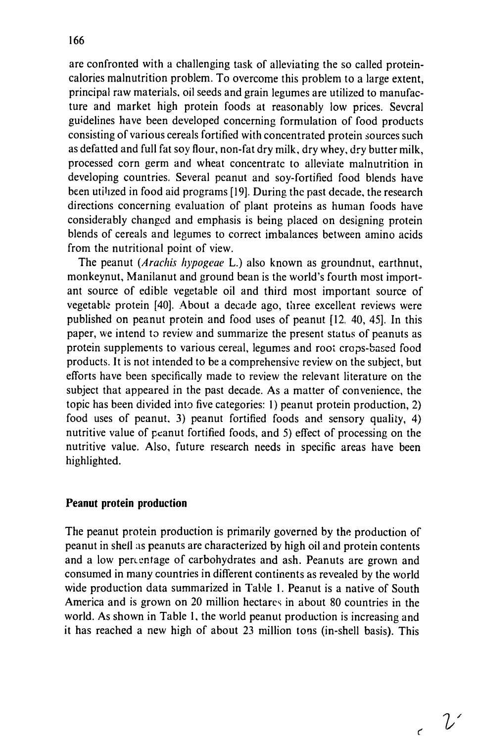are confronted with a challenging task of alleviating the so called protein-calories malnutrition problem. To overcome this problem to a large extent, principal raw materials, oil seeds and grain legumes are utilized to manufacture and market high protein foods at reasonably low prices. Several guidelines have been developed concerning formulation of food products consisting of various cereals fortified with concentrated protein sources such as defatted and full fat soy flour, non-fat dry milk, dry whey, dry butter milk, processed corn germ and wheat concentrate to alleviate malnutrition in developing countries. Several peanut and soy-fortified food blends have been utilized in food aid programs [19]. During the past decade, the research directions concerning evaluation of plant proteins as human foods have considerably changed and emphasis is being placed on designing protein blends of cereals and legumes to correct imbalances between amino acids from the nutritional point of view.

The peanut (*Arachis hypogeae* L.) also known as groundnut, earthnut, monkeynut, Manilanut and ground bean is the world's fourth most important source of edible vegetable oil and third most important source of vegetable protein [40]. About a decade ago, three excellent reviews were published on peanut protein and food uses of peanut [12, 40, 45]. In this paper, we intend to review and summarize the present status of peanuts as protein supplements to various cereal, legumes and root crops-based food products. It is not intended to be a comprehensive review on the subject, but efforts have been specifically made to review the relevant literature on the subject that appeared in the past decade. As a matter of convenience, the topic has been divided into five categories: 1) peanut protein production, 2) food uses of peanut, 3) peanut fortified foods and sensory quality, 4) nutritive value of peanut fortified foods, and 5) effect of processing on the nutritive value. Also, future research needs in specific areas have been highlighted.

## Peanut protein production

The peanut protein production is primarily governed by the production of peanut in shell as peanuts are characterized by high oil and protein contents and a low percentage of carbohydrates and ash. Peanuts are grown and consumed in many countries in different continents as revealed by the world wide production data summarized in Table 1. Peanut is a native of South America and is grown on 20 million hectares in about 80 countries in the world. As shown in Table 1, the world peanut production is increasing and it has reached a new high of about 23 million tons (in-shell basis). This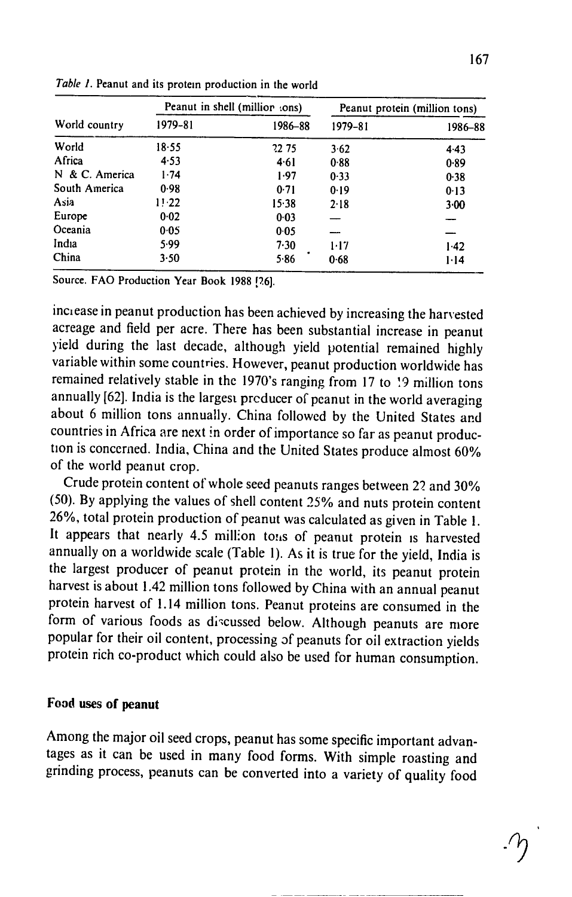*Table 1*. Peanut and its protein production in the world

| World country | Peanut in shell (million tons) | | Peanut protein (million tons) | |
|---|---|---|---|---|
| | 1979–81 | 1986–88 | 1979–81 | 1986–88 |
| World | 18·55 | 22 75 | 3·62 | 4·43 |
| Africa | 4·53 | 4·61 | 0·88 | 0·89 |
| N & C. America | 1·74 | 1·97 | 0·33 | 0·38 |
| South America | 0·98 | 0·71 | 0·19 | 0·13 |
| Asia | 11·22 | 15·38 | 2·18 | 3·00 |
| Europe | 0·02 | 0·03 | — | — |
| Oceania | 0·05 | 0·05 | — | — |
| India | 5·99 | 7·30 | 1·17 | 1·42 |
| China | 3·50 | 5·86 | 0·68 | 1·14 |

Source. FAO Production Year Book 1988 [26].

increase in peanut production has been achieved by increasing the harvested acreage and field per acre. There has been substantial increase in peanut yield during the last decade, although yield potential remained highly variable within some countries. However, peanut production worldwide has remained relatively stable in the 1970's ranging from 17 to 19 million tons annually [62]. India is the largest producer of peanut in the world averaging about 6 million tons annually. China followed by the United States and countries in Africa are next in order of importance so far as peanut production is concerned. India, China and the United States produce almost 60% of the world peanut crop.

Crude protein content of whole seed peanuts ranges between 22 and 30% (50). By applying the values of shell content 25% and nuts protein content 26%, total protein production of peanut was calculated as given in Table 1. It appears that nearly 4.5 million tons of peanut protein is harvested annually on a worldwide scale (Table 1). As it is true for the yield, India is the largest producer of peanut protein in the world, its peanut protein harvest is about 1.42 million tons followed by China with an annual peanut protein harvest of 1.14 million tons. Peanut proteins are consumed in the form of various foods as discussed below. Although peanuts are more popular for their oil content, processing of peanuts for oil extraction yields protein rich co-product which could also be used for human consumption.

## Food uses of peanut

Among the major oil seed crops, peanut has some specific important advantages as it can be used in many food forms. With simple roasting and grinding process, peanuts can be converted into a variety of quality food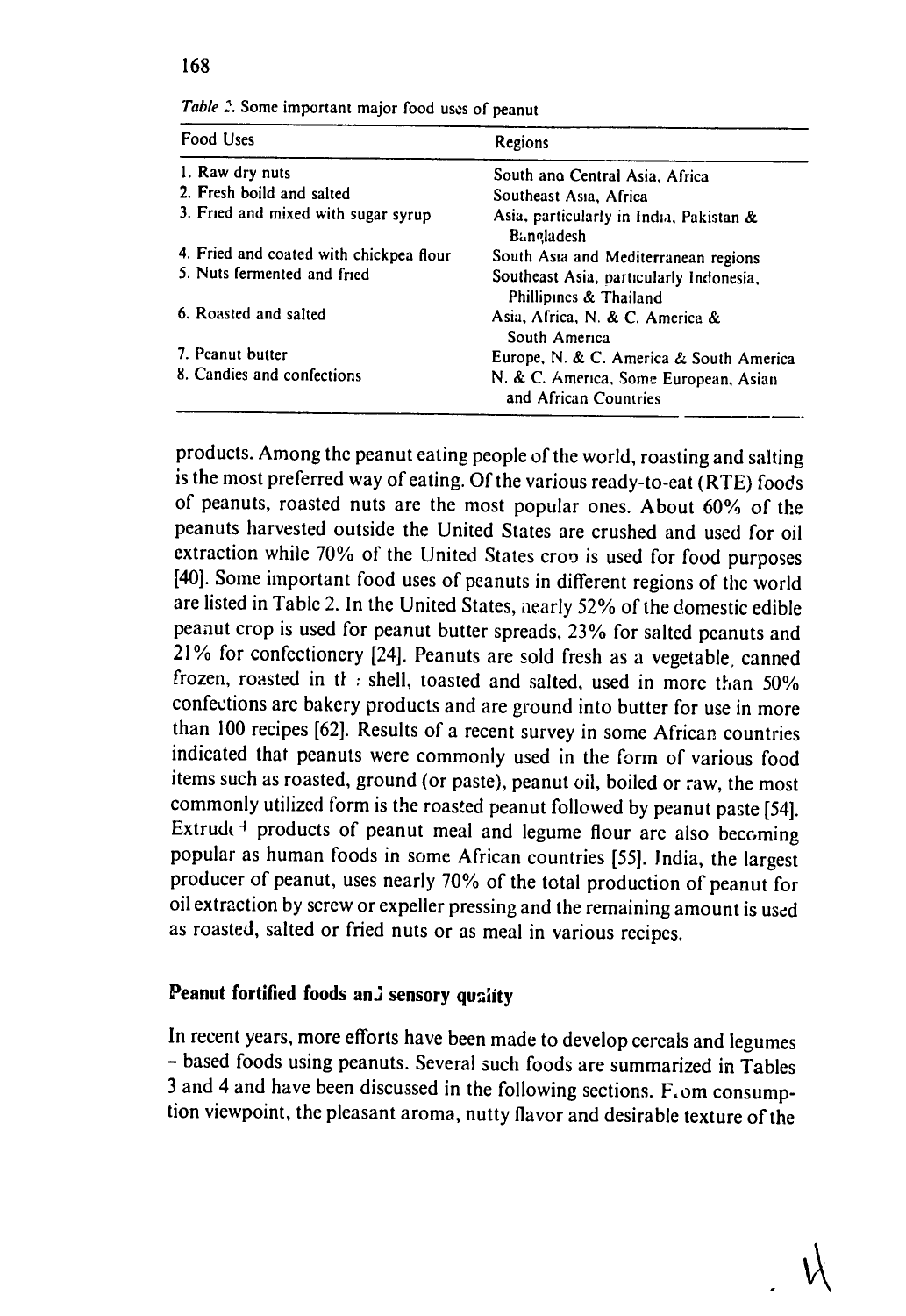*Table 2.* Some important major food uses of peanut

| Food Uses | Regions |
|---|---|
| 1. Raw dry nuts | South and Central Asia, Africa |
| 2. Fresh boild and salted | Southeast Asia, Africa |
| 3. Fried and mixed with sugar syrup | Asia, particularly in India, Pakistan & Bangladesh |
| 4. Fried and coated with chickpea flour | South Asia and Mediterranean regions |
| 5. Nuts fermented and fried | Southeast Asia, particularly Indonesia, Phillipines & Thailand |
| 6. Roasted and salted | Asia, Africa, N. & C. America & South America |
| 7. Peanut butter | Europe, N. & C. America & South America |
| 8. Candies and confections | N. & C. America, Some European, Asian and African Countries |

products. Among the peanut eating people of the world, roasting and salting is the most preferred way of eating. Of the various ready-to-eat (RTE) foods of peanuts, roasted nuts are the most popular ones. About 60% of the peanuts harvested outside the United States are crushed and used for oil extraction while 70% of the United States crop is used for food purposes [40]. Some important food uses of peanuts in different regions of the world are listed in Table 2. In the United States, nearly 52% of the domestic edible peanut crop is used for peanut butter spreads, 23% for salted peanuts and 21% for confectionery [24]. Peanuts are sold fresh as a vegetable, canned frozen, roasted in the shell, toasted and salted, used in more than 50% confections are bakery products and are ground into butter for use in more than 100 recipes [62]. Results of a recent survey in some African countries indicated that peanuts were commonly used in the form of various food items such as roasted, ground (or paste), peanut oil, boiled or raw, the most commonly utilized form is the roasted peanut followed by peanut paste [54]. Extruded products of peanut meal and legume flour are also becoming popular as human foods in some African countries [55]. India, the largest producer of peanut, uses nearly 70% of the total production of peanut for oil extraction by screw or expeller pressing and the remaining amount is used as roasted, salted or fried nuts or as meal in various recipes.

## Peanut fortified foods and sensory quality

In recent years, more efforts have been made to develop cereals and legumes – based foods using peanuts. Several such foods are summarized in Tables 3 and 4 and have been discussed in the following sections. From consumption viewpoint, the pleasant aroma, nutty flavor and desirable texture of the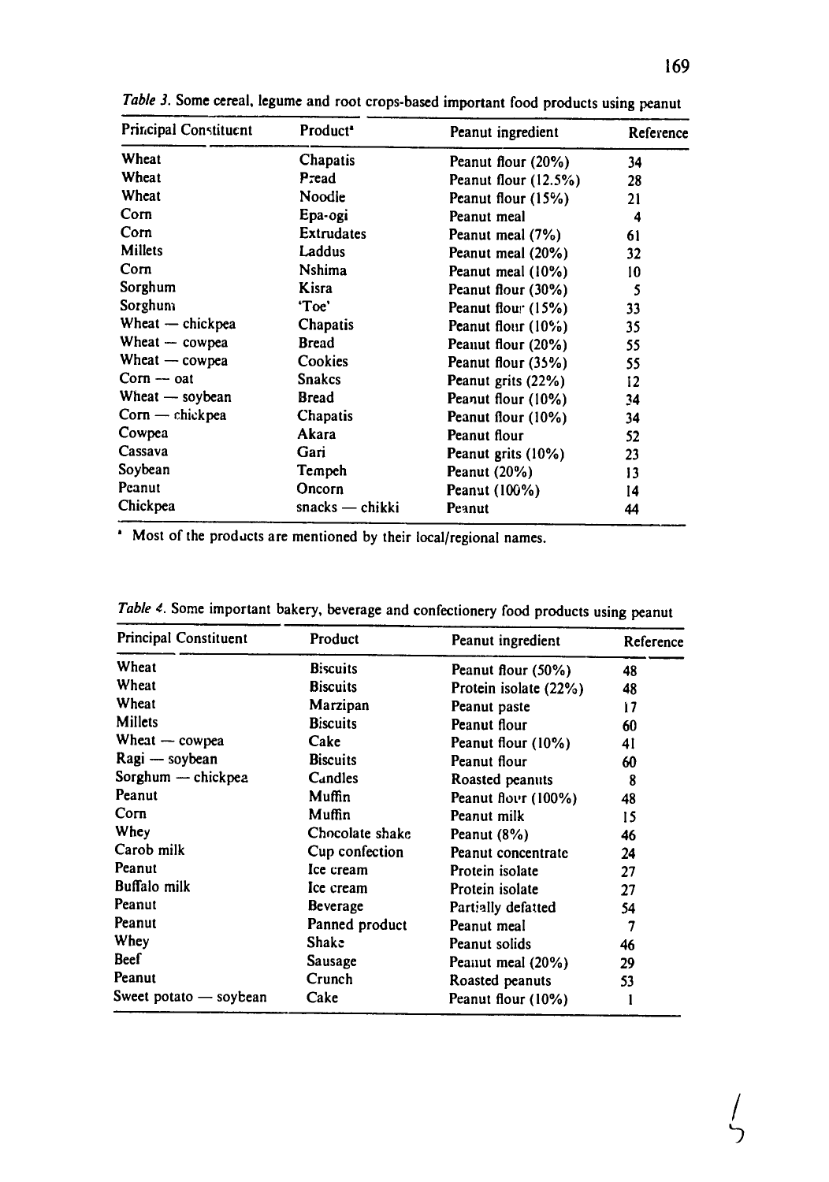*Table 3.* Some cereal, legume and root crops-based important food products using peanut

| Principal Constituent | Product[a] | Peanut ingredient | Reference |
|---|---|---|---|
| Wheat | Chapatis | Peanut flour (20%) | 34 |
| Wheat | Bread | Peanut flour (12.5%) | 28 |
| Wheat | Noodle | Peanut flour (15%) | 21 |
| Corn | Epa-ogi | Peanut meal | 4 |
| Corn | Extrudates | Peanut meal (7%) | 61 |
| Millets | Laddus | Peanut meal (20%) | 32 |
| Corn | Nshima | Peanut meal (10%) | 10 |
| Sorghum | Kisra | Peanut flour (30%) | 5 |
| Sorghum | 'Toe' | Peanut flour (15%) | 33 |
| Wheat — chickpea | Chapatis | Peanut flour (10%) | 35 |
| Wheat — cowpea | Bread | Peanut flour (20%) | 55 |
| Wheat — cowpea | Cookies | Peanut flour (35%) | 55 |
| Corn — oat | Snakcs | Peanut grits (22%) | 12 |
| Wheat — soybean | Bread | Peanut flour (10%) | 34 |
| Corn — chickpea | Chapatis | Peanut flour (10%) | 34 |
| Cowpea | Akara | Peanut flour | 52 |
| Cassava | Gari | Peanut grits (10%) | 23 |
| Soybean | Tempeh | Peanut (20%) | 13 |
| Peanut | Oncorn | Peanut (100%) | 14 |
| Chickpea | snacks — chikki | Peanut | 44 |

[a] Most of the products are mentioned by their local/regional names.

*Table 4.* Some important bakery, beverage and confectionery food products using peanut

| Principal Constituent | Product | Peanut ingredient | Reference |
|---|---|---|---|
| Wheat | Biscuits | Peanut flour (50%) | 48 |
| Wheat | Biscuits | Protein isolate (22%) | 48 |
| Wheat | Marzipan | Peanut paste | 17 |
| Millets | Biscuits | Peanut flour | 60 |
| Wheat — cowpea | Cake | Peanut flour (10%) | 41 |
| Ragi — soybean | Biscuits | Peanut flour | 60 |
| Sorghum — chickpea | Candles | Roasted peanuts | 8 |
| Peanut | Muffin | Peanut flour (100%) | 48 |
| Corn | Muffin | Peanut milk | 15 |
| Whey | Chocolate shake | Peanut (8%) | 46 |
| Carob milk | Cup confection | Peanut concentrate | 24 |
| Peanut | Ice cream | Protein isolate | 27 |
| Buffalo milk | Ice cream | Protein isolate | 27 |
| Peanut | Beverage | Partially defatted | 54 |
| Peanut | Panned product | Peanut meal | 7 |
| Whey | Shake | Peanut solids | 46 |
| Beef | Sausage | Peanut meal (20%) | 29 |
| Peanut | Crunch | Roasted peanuts | 53 |
| Sweet potato — soybean | Cake | Peanut flour (10%) | 1 |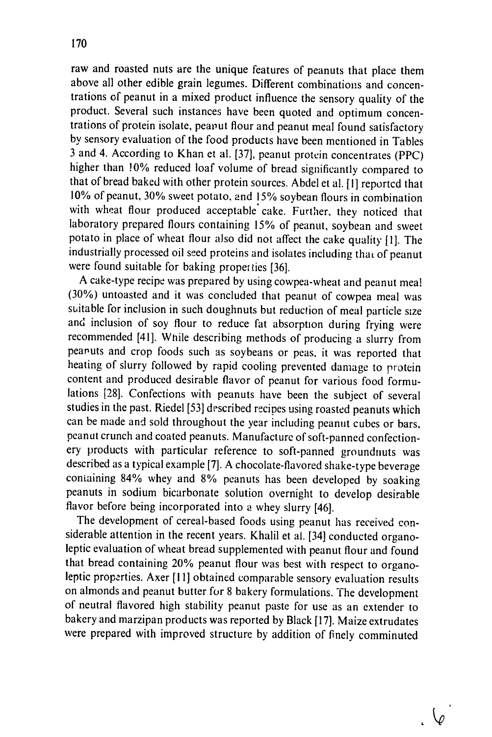raw and roasted nuts are the unique features of peanuts that place them above all other edible grain legumes. Different combinations and concentrations of peanut in a mixed product influence the sensory quality of the product. Several such instances have been quoted and optimum concentrations of protein isolate, peanut flour and peanut meal found satisfactory by sensory evaluation of the food products have been mentioned in Tables 3 and 4. According to Khan et al. [37], peanut protein concentrates (PPC) higher than 10% reduced loaf volume of bread significantly compared to that of bread baked with other protein sources. Abdel et al. [1] reported that 10% of peanut, 30% sweet potato, and 15% soybean flours in combination with wheat flour produced acceptable cake. Further, they noticed that laboratory prepared flours containing 15% of peanut, soybean and sweet potato in place of wheat flour also did not affect the cake quality [1]. The industrially processed oil seed proteins and isolates including that of peanut were found suitable for baking properties [36].

A cake-type recipe was prepared by using cowpea-wheat and peanut meal (30%) untoasted and it was concluded that peanut of cowpea meal was suitable for inclusion in such doughnuts but reduction of meal particle size and inclusion of soy flour to reduce fat absorption during frying were recommended [41]. While describing methods of producing a slurry from peanuts and crop foods such as soybeans or peas, it was reported that heating of slurry followed by rapid cooling prevented damage to protein content and produced desirable flavor of peanut for various food formulations [28]. Confections with peanuts have been the subject of several studies in the past. Riedel [53] described recipes using roasted peanuts which can be made and sold throughout the year including peanut cubes or bars, peanut crunch and coated peanuts. Manufacture of soft-panned confectionery products with particular reference to soft-panned groundnuts was described as a typical example [7]. A chocolate-flavored shake-type beverage containing 84% whey and 8% peanuts has been developed by soaking peanuts in sodium bicarbonate solution overnight to develop desirable flavor before being incorporated into a whey slurry [46].

The development of cereal-based foods using peanut has received considerable attention in the recent years. Khalil et al. [34] conducted organoleptic evaluation of wheat bread supplemented with peanut flour and found that bread containing 20% peanut flour was best with respect to organoleptic properties. Axer [11] obtained comparable sensory evaluation results on almonds and peanut butter for 8 bakery formulations. The development of neutral flavored high stability peanut paste for use as an extender to bakery and marzipan products was reported by Black [17]. Maize extrudates were prepared with improved structure by addition of finely comminuted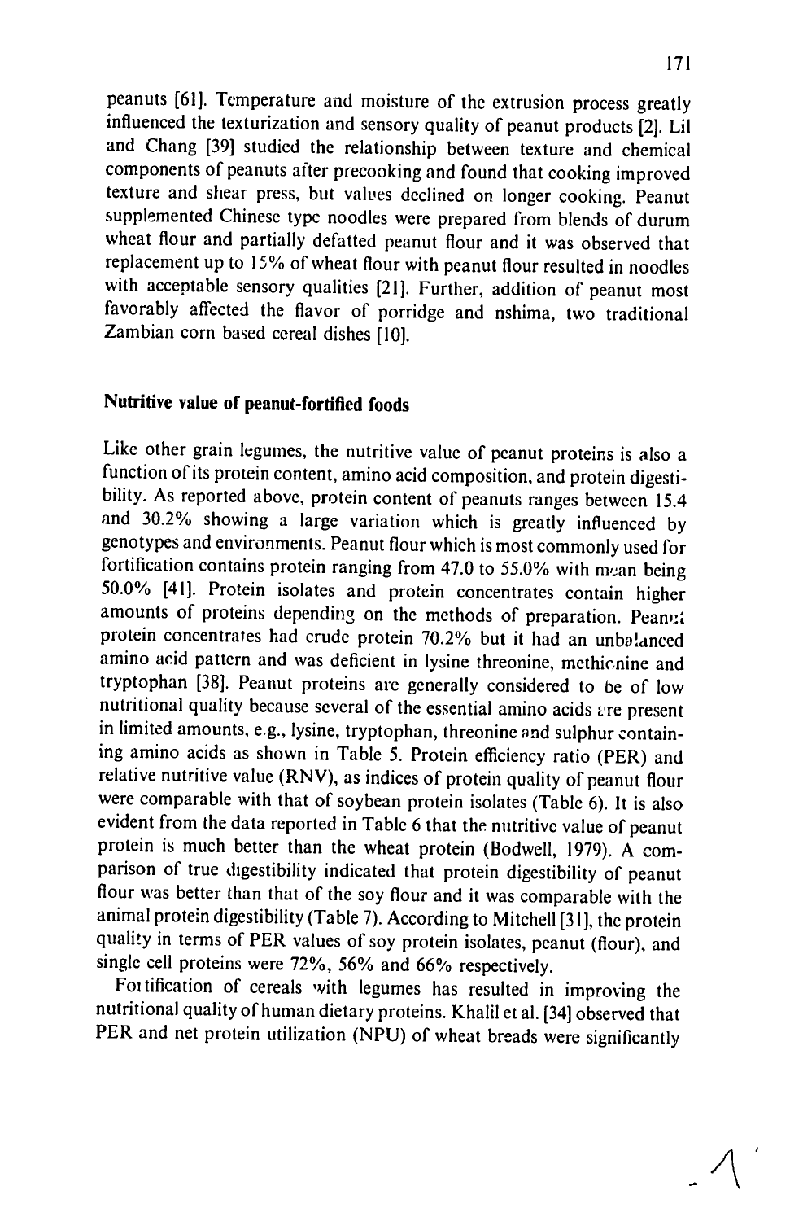peanuts [61]. Temperature and moisture of the extrusion process greatly influenced the texturization and sensory quality of peanut products [2]. Lil and Chang [39] studied the relationship between texture and chemical components of peanuts after precooking and found that cooking improved texture and shear press, but values declined on longer cooking. Peanut supplemented Chinese type noodles were prepared from blends of durum wheat flour and partially defatted peanut flour and it was observed that replacement up to 15% of wheat flour with peanut flour resulted in noodles with acceptable sensory qualities [21]. Further, addition of peanut most favorably affected the flavor of porridge and nshima, two traditional Zambian corn based cereal dishes [10].

## Nutritive value of peanut-fortified foods

Like other grain legumes, the nutritive value of peanut proteins is also a function of its protein content, amino acid composition, and protein digestibility. As reported above, protein content of peanuts ranges between 15.4 and 30.2% showing a large variation which is greatly influenced by genotypes and environments. Peanut flour which is most commonly used for fortification contains protein ranging from 47.0 to 55.0% with mean being 50.0% [41]. Protein isolates and protein concentrates contain higher amounts of proteins depending on the methods of preparation. Peanut protein concentrates had crude protein 70.2% but it had an unbalanced amino acid pattern and was deficient in lysine threonine, methionine and tryptophan [38]. Peanut proteins are generally considered to be of low nutritional quality because several of the essential amino acids are present in limited amounts, e.g., lysine, tryptophan, threonine and sulphur containing amino acids as shown in Table 5. Protein efficiency ratio (PER) and relative nutritive value (RNV), as indices of protein quality of peanut flour were comparable with that of soybean protein isolates (Table 6). It is also evident from the data reported in Table 6 that the nutritive value of peanut protein is much better than the wheat protein (Bodwell, 1979). A comparison of true digestibility indicated that protein digestibility of peanut flour was better than that of the soy flour and it was comparable with the animal protein digestibility (Table 7). According to Mitchell [31], the protein quality in terms of PER values of soy protein isolates, peanut (flour), and single cell proteins were 72%, 56% and 66% respectively.

Fortification of cereals with legumes has resulted in improving the nutritional quality of human dietary proteins. Khalil et al. [34] observed that PER and net protein utilization (NPU) of wheat breads were significantly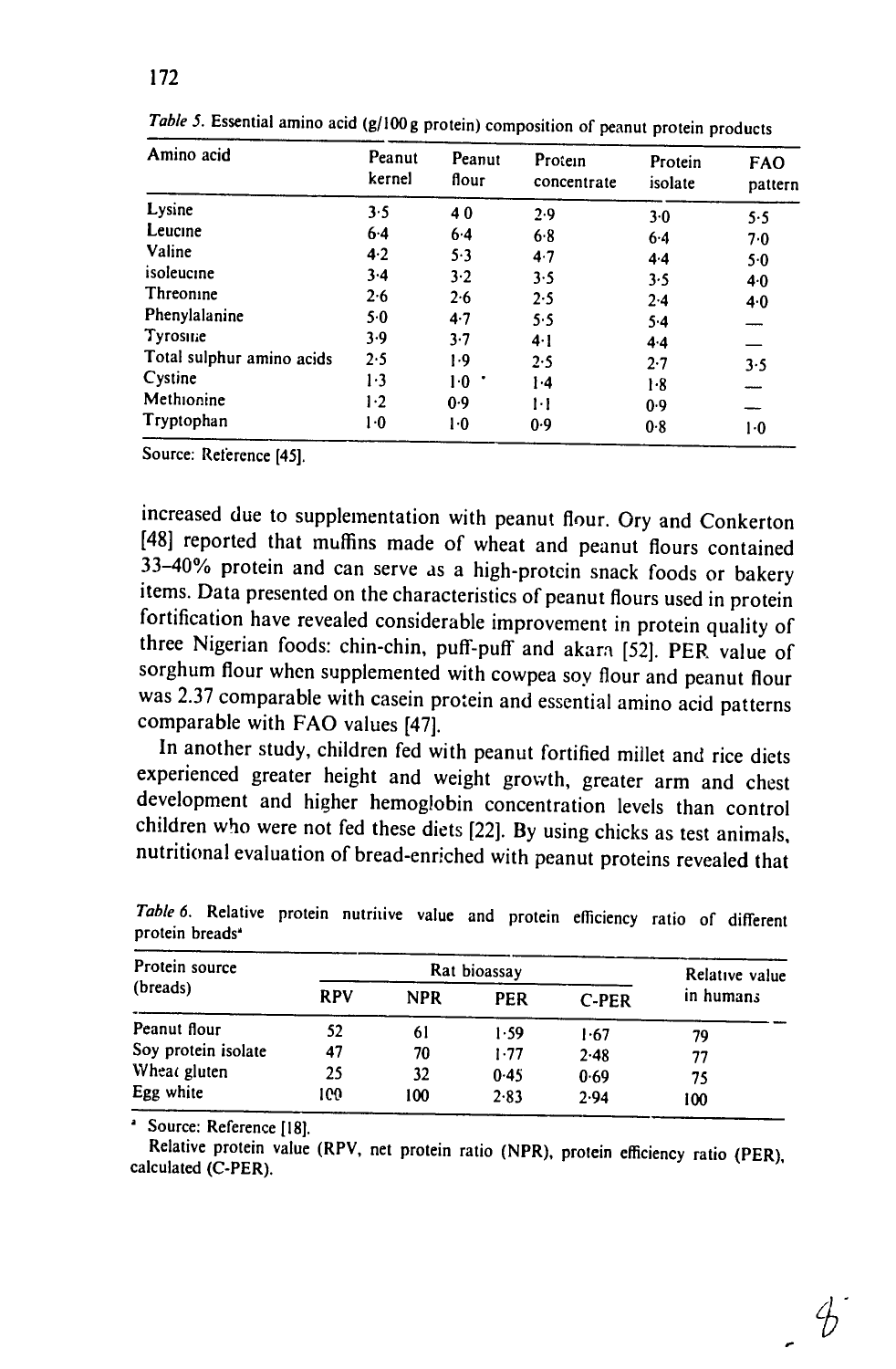*Table 5.* Essential amino acid (g/100 g protein) composition of peanut protein products

| Amino acid | Peanut kernel | Peanut flour | Protein concentrate | Protein isolate | FAO pattern |
|---|---|---|---|---|---|
| Lysine | 3·5 | 4·0 | 2·9 | 3·0 | 5·5 |
| Leucine | 6·4 | 6·4 | 6·8 | 6·4 | 7·0 |
| Valine | 4·2 | 5·3 | 4·7 | 4·4 | 5·0 |
| isoleucine | 3·4 | 3·2 | 3·5 | 3·5 | 4·0 |
| Threonine | 2·6 | 2·6 | 2·5 | 2·4 | 4·0 |
| Phenylalanine | 5·0 | 4·7 | 5·5 | 5·4 | — |
| Tyrosine | 3·9 | 3·7 | 4·1 | 4·4 | — |
| Total sulphur amino acids | 2·5 | 1·9 | 2·5 | 2·7 | 3·5 |
| Cystine | 1·3 | 1·0 | 1·4 | 1·8 | — |
| Methionine | 1·2 | 0·9 | 1·1 | 0·9 | — |
| Tryptophan | 1·0 | 1·0 | 0·9 | 0·8 | 1·0 |

Source: Reference [45].

increased due to supplementation with peanut flour. Ory and Conkerton [48] reported that muffins made of wheat and peanut flours contained 33–40% protein and can serve as a high-protein snack foods or bakery items. Data presented on the characteristics of peanut flours used in protein fortification have revealed considerable improvement in protein quality of three Nigerian foods: chin-chin, puff-puff and akara [52]. PER value of sorghum flour when supplemented with cowpea soy flour and peanut flour was 2.37 comparable with casein protein and essential amino acid patterns comparable with FAO values [47].

In another study, children fed with peanut fortified millet and rice diets experienced greater height and weight growth, greater arm and chest development and higher hemoglobin concentration levels than control children who were not fed these diets [22]. By using chicks as test animals, nutritional evaluation of bread-enriched with peanut proteins revealed that

*Table 6.* Relative protein nutritive value and protein efficiency ratio of different protein breads[a]

| Protein source (breads) | Rat bioassay | | | | Relative value in humans |
|---|---|---|---|---|---|
| | RPV | NPR | PER | C-PER | |
| Peanut flour | 52 | 61 | 1·59 | 1·67 | 79 |
| Soy protein isolate | 47 | 70 | 1·77 | 2·48 | 77 |
| Wheat gluten | 25 | 32 | 0·45 | 0·69 | 75 |
| Egg white | 100 | 100 | 2·83 | 2·94 | 100 |

[a] Source: Reference [18].

Relative protein value (RPV, net protein ratio (NPR), protein efficiency ratio (PER), calculated (C-PER).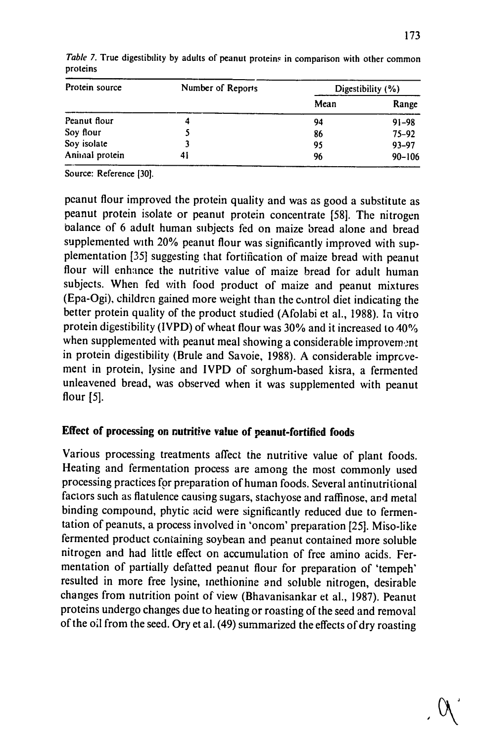*Table 7.* True digestibility by adults of peanut proteins in comparison with other common proteins

| Protein source | Number of Reports | Digestibility (%) | |
|---|---|---|---|
| | | Mean | Range |
| Peanut flour | 4 | 94 | 91–98 |
| Soy flour | 5 | 86 | 75–92 |
| Soy isolate | 3 | 95 | 93–97 |
| Animal protein | 41 | 96 | 90–106 |

Source: Reference [30].

peanut flour improved the protein quality and was as good a substitute as peanut protein isolate or peanut protein concentrate [58]. The nitrogen balance of 6 adult human subjects fed on maize bread alone and bread supplemented with 20% peanut flour was significantly improved with supplementation [35] suggesting that fortification of maize bread with peanut flour will enhance the nutritive value of maize bread for adult human subjects. When fed with food product of maize and peanut mixtures (Epa-Ogi), children gained more weight than the control diet indicating the better protein quality of the product studied (Afolabi et al., 1988). In vitro protein digestibility (IVPD) of wheat flour was 30% and it increased to 40% when supplemented with peanut meal showing a considerable improvement in protein digestibility (Brule and Savoie, 1988). A considerable improvement in protein, lysine and IVPD of sorghum-based kisra, a fermented unleavened bread, was observed when it was supplemented with peanut flour [5].

## Effect of processing on nutritive value of peanut-fortified foods

Various processing treatments affect the nutritive value of plant foods. Heating and fermentation process are among the most commonly used processing practices for preparation of human foods. Several antinutritional factors such as flatulence causing sugars, stachyose and raffinose, and metal binding compound, phytic acid were significantly reduced due to fermentation of peanuts, a process involved in 'oncom' preparation [25]. Miso-like fermented product containing soybean and peanut contained more soluble nitrogen and had little effect on accumulation of free amino acids. Fermentation of partially defatted peanut flour for preparation of 'tempeh' resulted in more free lysine, methionine and soluble nitrogen, desirable changes from nutrition point of view (Bhavanisankar et al., 1987). Peanut proteins undergo changes due to heating or roasting of the seed and removal of the oil from the seed. Ory et al. (49) summarized the effects of dry roasting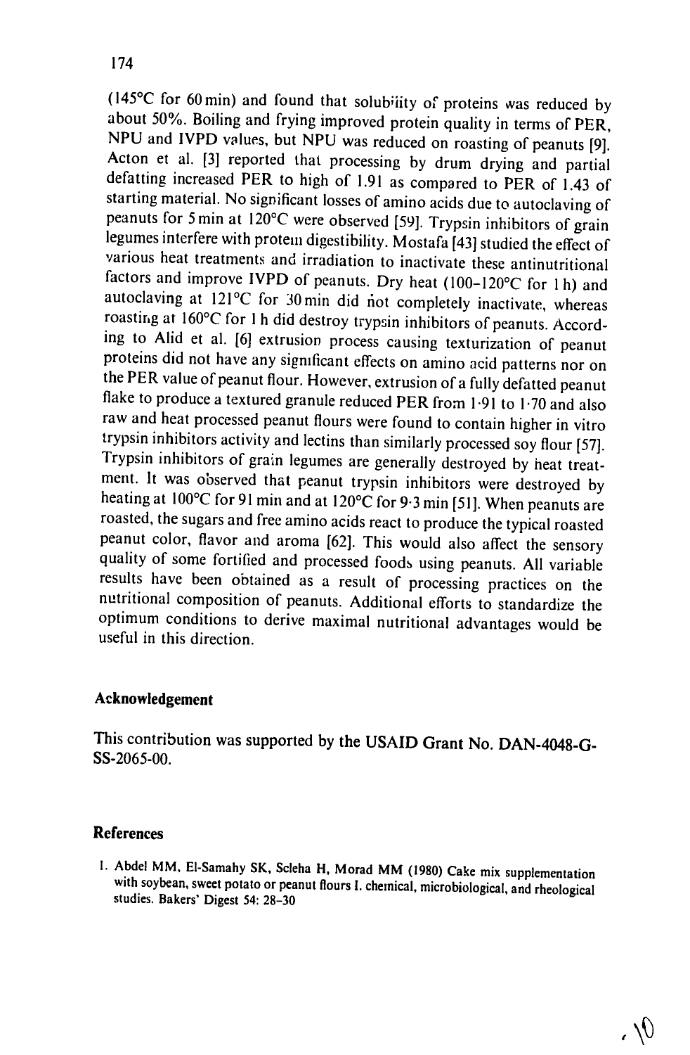(145°C for 60 min) and found that solubility of proteins was reduced by about 50%. Boiling and frying improved protein quality in terms of PER, NPU and IVPD values, but NPU was reduced on roasting of peanuts [9]. Acton et al. [3] reported that processing by drum drying and partial defatting increased PER to high of 1.91 as compared to PER of 1.43 of starting material. No significant losses of amino acids due to autoclaving of peanuts for 5 min at 120°C were observed [59]. Trypsin inhibitors of grain legumes interfere with protein digestibility. Mostafa [43] studied the effect of various heat treatments and irradiation to inactivate these antinutritional factors and improve IVPD of peanuts. Dry heat (100–120°C for 1 h) and autoclaving at 121°C for 30 min did not completely inactivate, whereas roasting at 160°C for 1 h did destroy trypsin inhibitors of peanuts. According to Alid et al. [6] extrusion process causing texturization of peanut proteins did not have any significant effects on amino acid patterns nor on the PER value of peanut flour. However, extrusion of a fully defatted peanut flake to produce a textured granule reduced PER from 1·91 to 1·70 and also raw and heat processed peanut flours were found to contain higher in vitro trypsin inhibitors activity and lectins than similarly processed soy flour [57]. Trypsin inhibitors of grain legumes are generally destroyed by heat treatment. It was observed that peanut trypsin inhibitors were destroyed by heating at 100°C for 91 min and at 120°C for 9·3 min [51]. When peanuts are roasted, the sugars and free amino acids react to produce the typical roasted peanut color, flavor and aroma [62]. This would also affect the sensory quality of some fortified and processed foods using peanuts. All variable results have been obtained as a result of processing practices on the nutritional composition of peanuts. Additional efforts to standardize the optimum conditions to derive maximal nutritional advantages would be useful in this direction.

## Acknowledgement

This contribution was supported by the USAID Grant No. DAN-4048-G-SS-2065-00.

## References

1. Abdel MM, El-Samahy SK, Scleha H, Morad MM (1980) Cake mix supplementation with soybean, sweet potato or peanut flours I. chemical, microbiological, and rheological studies. Bakers' Digest 54: 28–30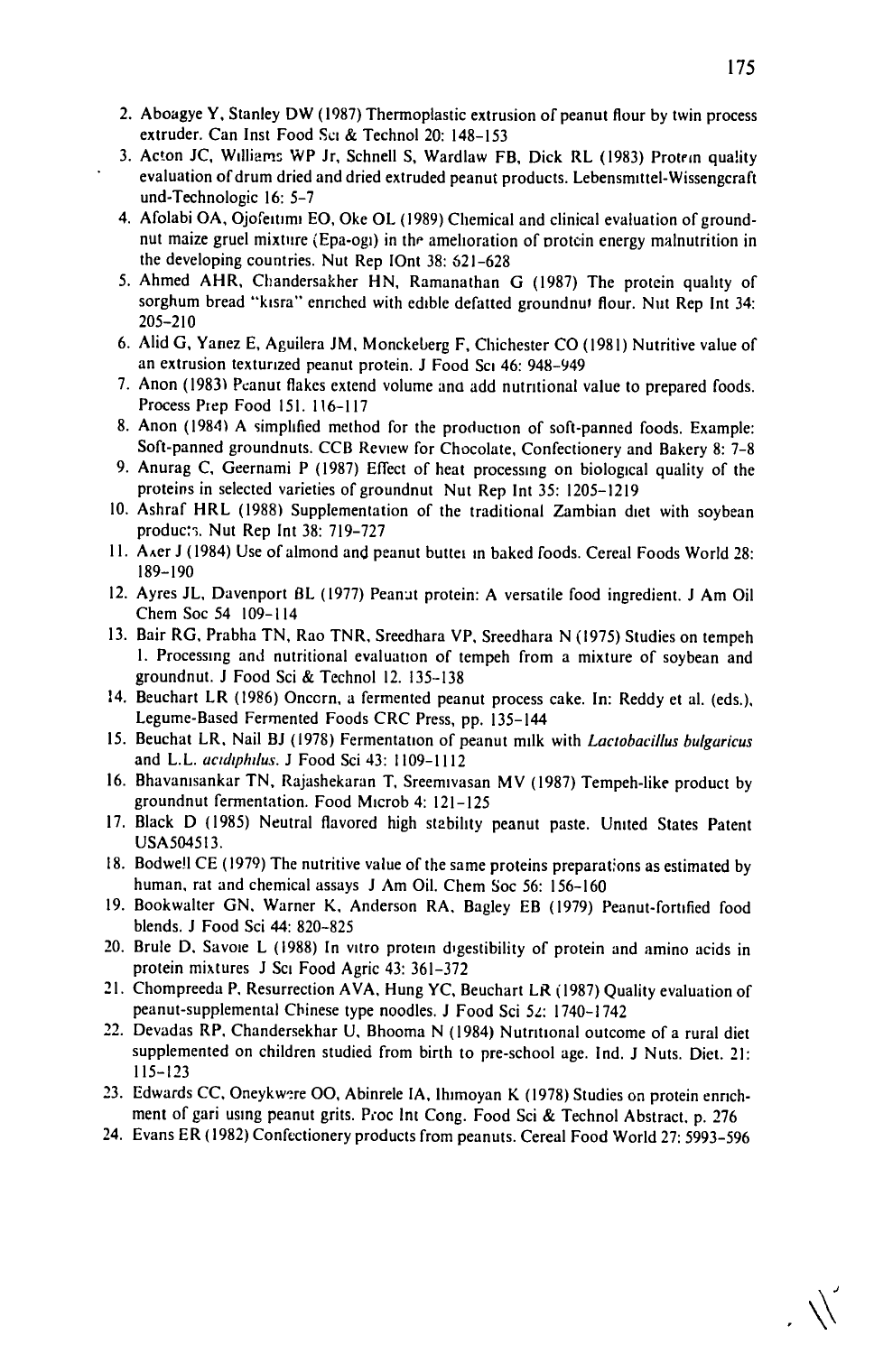2. Aboagye Y, Stanley DW (1987) Thermoplastic extrusion of peanut flour by twin process extruder. Can Inst Food Sci & Technol 20: 148–153
3. Acton JC, Williams WP Jr, Schnell S, Wardlaw FB, Dick RL (1983) Protein quality evaluation of drum dried and dried extruded peanut products. Lebensmittel-Wissengcraft und-Technologic 16: 5–7
4. Afolabi OA, Ojofeitimi EO, Oke OL (1989) Chemical and clinical evaluation of groundnut maize gruel mixture (Epa-ogi) in the amelioration of protein energy malnutrition in the developing countries. Nut Rep IOnt 38: 621–628
5. Ahmed AHR, Chandersakher HN, Ramanathan G (1987) The protein quality of sorghum bread "kisra" enriched with edible defatted groundnut flour. Nut Rep Int 34: 205–210
6. Alid G, Yanez E, Aguilera JM, Monckeberg F, Chichester CO (1981) Nutritive value of an extrusion texturized peanut protein. J Food Sci 46: 948–949
7. Anon (1983) Peanut flakes extend volume and add nutritional value to prepared foods. Process Prep Food 151. 116–117
8. Anon (1984) A simplified method for the production of soft-panned foods. Example: Soft-panned groundnuts. CCB Review for Chocolate, Confectionery and Bakery 8: 7–8
9. Anurag C, Geernami P (1987) Effect of heat processing on biological quality of the proteins in selected varieties of groundnut Nut Rep Int 35: 1205–1219
10. Ashraf HRL (1988) Supplementation of the traditional Zambian diet with soybean products. Nut Rep Int 38: 719–727
11. Axer J (1984) Use of almond and peanut butter in baked foods. Cereal Foods World 28: 189–190
12. Ayres JL, Davenport BL (1977) Peanut protein: A versatile food ingredient. J Am Oil Chem Soc 54 109–114
13. Bair RG, Prabha TN, Rao TNR, Sreedhara VP, Sreedhara N (1975) Studies on tempeh I. Processing and nutritional evaluation of tempeh from a mixture of soybean and groundnut. J Food Sci & Technol 12. 135–138
14. Beuchart LR (1986) Oncorn, a fermented peanut process cake. In: Reddy et al. (eds.), Legume-Based Fermented Foods CRC Press, pp. 135–144
15. Beuchat LR, Nail BJ (1978) Fermentation of peanut milk with *Lactobacillus bulgaricus* and L.L. *acidphilus*. J Food Sci 43: 1109–1112
16. Bhavanisankar TN, Rajashekaran T, Sreemivasan MV (1987) Tempeh-like product by groundnut fermentation. Food Microb 4: 121–125
17. Black D (1985) Neutral flavored high stability peanut paste. United States Patent USA504513.
18. Bodwell CE (1979) The nutritive value of the same proteins preparations as estimated by human, rat and chemical assays J Am Oil. Chem Soc 56: 156–160
19. Bookwalter GN, Warner K, Anderson RA, Bagley EB (1979) Peanut-fortified food blends. J Food Sci 44: 820–825
20. Brule D, Savoie L (1988) In vitro protein digestibility of protein and amino acids in protein mixtures J Sci Food Agric 43: 361–372
21. Chompreeda P, Resurrection AVA, Hung YC, Beuchart LR (1987) Quality evaluation of peanut-supplemental Chinese type noodles. J Food Sci 52: 1740–1742
22. Devadas RP, Chandersekhar U, Bhooma N (1984) Nutritional outcome of a rural diet supplemented on children studied from birth to pre-school age. Ind. J Nuts. Diet. 21: 115–123
23. Edwards CC, Oneykwere OO, Abinrele IA, Ihimoyan K (1978) Studies on protein enrichment of gari using peanut grits. Proc Int Cong. Food Sci & Technol Abstract, p. 276
24. Evans ER (1982) Confectionery products from peanuts. Cereal Food World 27: 5993–596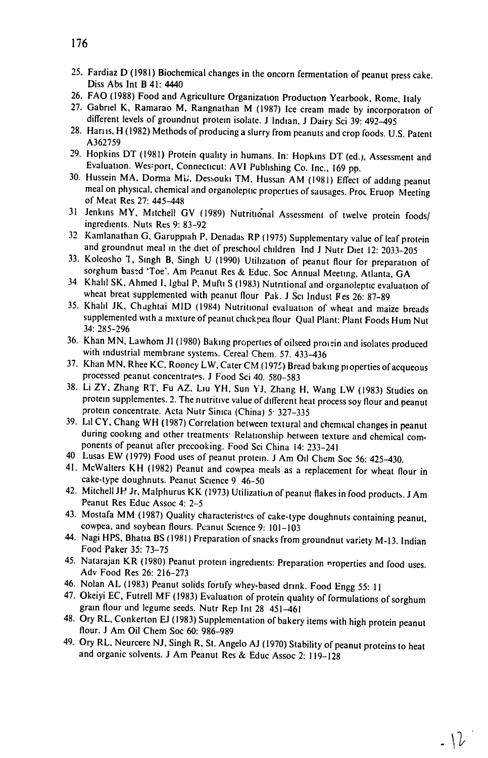25. Fardiaz D (1981) Biochemical changes in the oncorn fermentation of peanut press cake. Diss Abs Int B 41: 4440
26. FAO (1988) Food and Agriculture Organization Production Yearbook, Rome, Italy
27. Gabriel K, Ramarao M, Rangnathan M (1987) Ice cream made by incorporation of different levels of groundnut protein isolate. J Indian, J Dairy Sci 39: 492–495
28. Harris, H (1982) Methods of producing a slurry from peanuts and crop foods. U.S. Patent A362759
29. Hopkins DT (1981) Protein quality in humans. In: Hopkins DT (ed.), Assessment and Evaluation. Westport, Connecticut: AVI Publishing Co. Inc., 169 pp.
30. Hussein MA, Dorma MD, Dessouki TM, Hussan AM (1981) Effect of adding peanut meal on physical, chemical and organoleptic properties of sausages. Proc Eruop Meeting of Meat Res 27: 445–448
31. Jenkins MY, Mitchell GV (1989) Nutritional Assessment of twelve protein foods/ingredients. Nuts Res 9: 83–92
32. Kamlanathan G, Garuppiah P, Denadas RP (1975) Supplementary value of leaf protein and groundnut meal in the diet of preschool children Ind J Nutr Diet 12: 2033–205
33. Koleosho T, Singh B, Singh U (1990) Utilization of peanut flour for preparation of sorghum based 'Toe'. Am Peanut Res & Educ. Soc Annual Meeting, Atlanta, GA
34. Khalil SK, Ahmed I, Igbal P, Mufti S (1983) Nutritional and organoleptic evaluation of wheat breat supplemented with peanut flour Pak. J Sci Indust Res 26: 87–89
35. Khalil JK, Chughtai MID (1984) Nutritional evaluation of wheat and maize breads supplemented with a mixture of peanut chickpea flour Qual Plant: Plant Foods Hum Nut 34: 285–296
36. Khan MN, Lawhom JI (1980) Baking properties of oilseed protein and isolates produced with industrial membrane systems. Cereal Chem. 57. 433–436
37. Khan MN, Rhee KC, Rooney LW, Cater CM (1975) Bread baking properties of acqueous processed peanut concentrates. J Food Sci 40. 580–583
38. Li ZY, Zhang RT, Fu AZ, Liu YH, Sun YJ, Zhang H, Wang LW (1983) Studies on protein supplementes. 2. The nutritive value of different heat process soy flour and peanut protein concentrate. Acta Nutr Sinica (China) 5: 327–335
39. Lil CY, Chang WH (1987) Correlation between textural and chemical changes in peanut during cooking and other treatments: Relationship between texture and chemical components of peanut after precooking. Food Sci China 14: 233–241
40. Lusas EW (1979) Food uses of peanut protein. J Am Oil Chem Soc 56: 425–430.
41. McWalters KH (1982) Peanut and cowpea meals as a replacement for wheat flour in cake-type doughnuts. Peanut Science 9 46–50
42. Mitchell JH Jr, Malphurus KK (1973) Utilization of peanut flakes in food products. J Am Peanut Res Educ Assoc 4: 2–5
43. Mostafa MM (1987) Quality characteristics of cake-type doughnuts containing peanut, cowpea, and soybean flours. Peanut Science 9: 101–103
44. Nagi HPS, Bhatia BS (1981) Preparation of snacks from groundnut variety M-13. Indian Food Paker 35: 73–75
45. Natarajan KR (1980) Peanut protein ingredients: Preparation properties and food uses. Adv Food Res 26: 216–273
46. Nolan AL (1983) Peanut solids fortify whey-based drink. Food Engg 55: 11
47. Okeiyi EC, Futrell MF (1983) Evaluation of protein quality of formulations of sorghum grain flour and legume seeds. Nutr Rep Int 28 451–461
48. Ory RL, Conkerton EJ (1983) Supplementation of bakery items with high protein peanut flour. J Am Oil Chem Soc 60: 986–989
49. Ory RL, Neurcere NJ, Singh R, St. Angelo AJ (1970) Stability of peanut proteins to heat and organic solvents. J Am Peanut Res & Educ Assoc 2: 119–128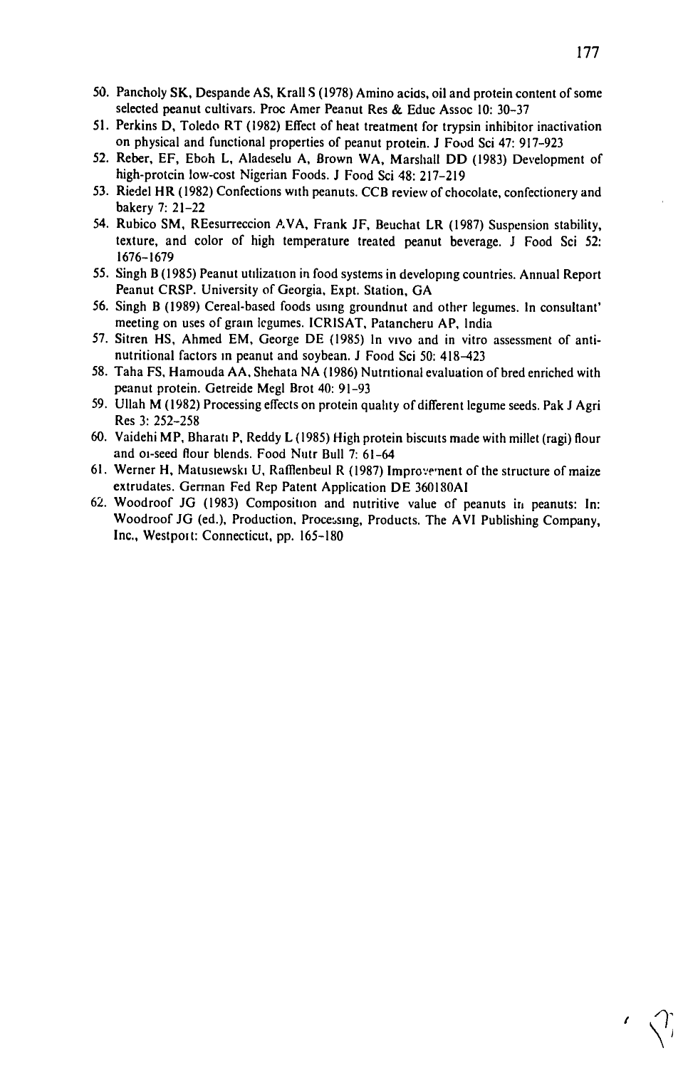50. Pancholy SK, Despande AS, Krall S (1978) Amino acids, oil and protein content of some selected peanut cultivars. Proc Amer Peanut Res & Educ Assoc 10: 30–37
51. Perkins D, Toledo RT (1982) Effect of heat treatment for trypsin inhibitor inactivation on physical and functional properties of peanut protein. J Food Sci 47: 917–923
52. Reber, EF, Eboh L, Aladeselu A, Brown WA, Marshall DD (1983) Development of high-protein low-cost Nigerian Foods. J Food Sci 48: 217–219
53. Riedel HR (1982) Confections with peanuts. CCB review of chocolate, confectionery and bakery 7: 21–22
54. Rubico SM, REesurreccion AVA, Frank JF, Beuchat LR (1987) Suspension stability, texture, and color of high temperature treated peanut beverage. J Food Sci 52: 1676–1679
55. Singh B (1985) Peanut utilization in food systems in developing countries. Annual Report Peanut CRSP. University of Georgia, Expt. Station, GA
56. Singh B (1989) Cereal-based foods using groundnut and other legumes. In consultant' meeting on uses of grain legumes. ICRISAT, Patancheru AP, India
57. Sitren HS, Ahmed EM, George DE (1985) In vivo and in vitro assessment of anti-nutritional factors in peanut and soybean. J Food Sci 50: 418–423
58. Taha FS, Hamouda AA, Shehata NA (1986) Nutritional evaluation of bred enriched with peanut protein. Getreide Megl Brot 40: 91–93
59. Ullah M (1982) Processing effects on protein quality of different legume seeds. Pak J Agri Res 3: 252–258
60. Vaidehi MP, Bharati P, Reddy L (1985) High protein biscuits made with millet (ragi) flour and oi-seed flour blends. Food Nutr Bull 7: 61–64
61. Werner H, Matusiewski U, Rafflenbeul R (1987) Improvement of the structure of maize extrudates. German Fed Rep Patent Application DE 360180AI
62. Woodroof JG (1983) Composition and nutritive value of peanuts in peanuts: In: Woodroof JG (ed.), Production, Processing, Products. The AVI Publishing Company, Inc., Westport: Connecticut, pp. 165–180